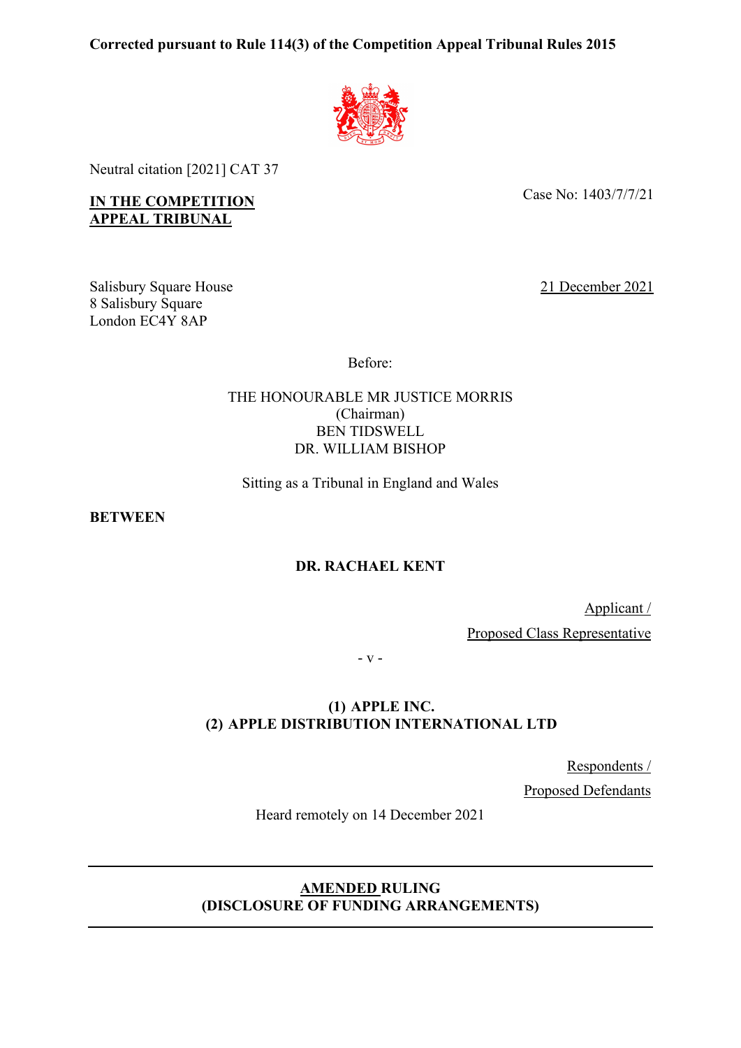**Corrected pursuant to Rule 114(3) of the Competition Appeal Tribunal Rules 2015**

Neutral citation [2021] CAT 37

**IN THE COMPETITION APPEAL TRIBUNAL**

Case No: 1403/7/7/21

Salisbury Square House
8 Salisbury Square
London EC4Y 8AP

21 December 2021

Before:

THE HONOURABLE MR JUSTICE MORRIS
(Chairman)
BEN TIDSWELL
DR. WILLIAM BISHOP

Sitting as a Tribunal in England and Wales

**BETWEEN**

**DR. RACHAEL KENT**

Applicant /
Proposed Class Representative

\- v -

**(1) APPLE INC.**
**(2) APPLE DISTRIBUTION INTERNATIONAL LTD**

Respondents /
Proposed Defendants

Heard remotely on 14 December 2021

---

**AMENDED RULING**
**(DISCLOSURE OF FUNDING ARRANGEMENTS)**

---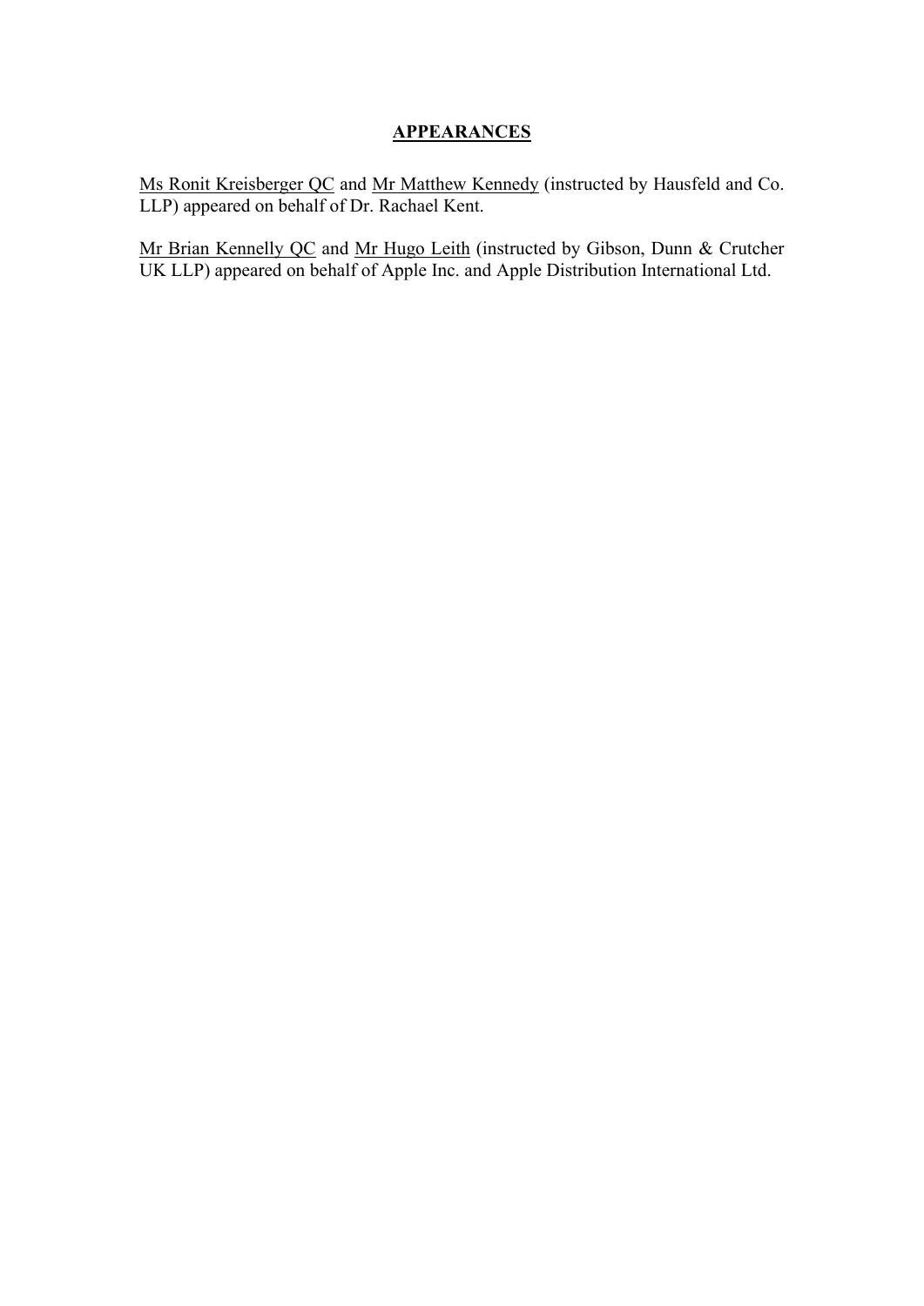**APPEARANCES**

Ms Ronit Kreisberger QC and Mr Matthew Kennedy (instructed by Hausfeld and Co. LLP) appeared on behalf of Dr. Rachael Kent.

Mr Brian Kennelly QC and Mr Hugo Leith (instructed by Gibson, Dunn & Crutcher UK LLP) appeared on behalf of Apple Inc. and Apple Distribution International Ltd.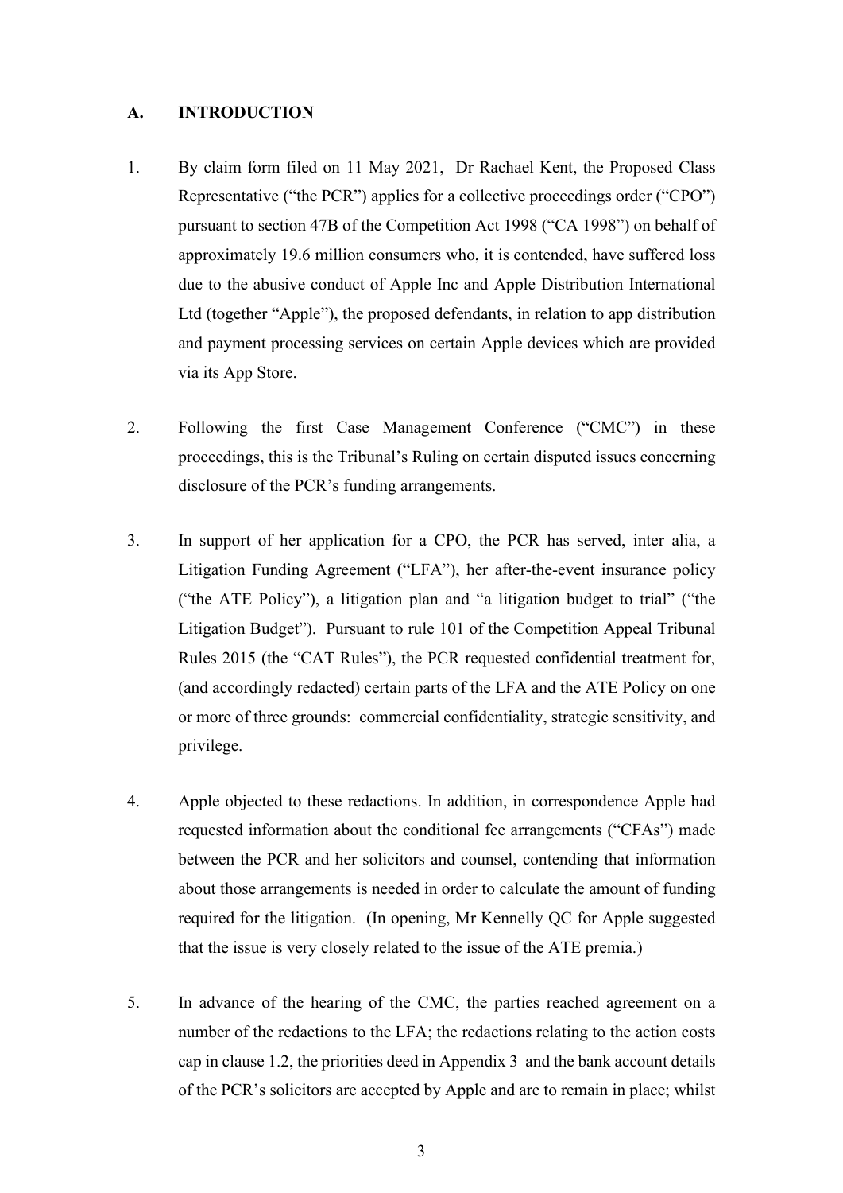## A. INTRODUCTION

1. By claim form filed on 11 May 2021, Dr Rachael Kent, the Proposed Class Representative ("the PCR") applies for a collective proceedings order ("CPO") pursuant to section 47B of the Competition Act 1998 ("CA 1998") on behalf of approximately 19.6 million consumers who, it is contended, have suffered loss due to the abusive conduct of Apple Inc and Apple Distribution International Ltd (together "Apple"), the proposed defendants, in relation to app distribution and payment processing services on certain Apple devices which are provided via its App Store.

2. Following the first Case Management Conference ("CMC") in these proceedings, this is the Tribunal's Ruling on certain disputed issues concerning disclosure of the PCR's funding arrangements.

3. In support of her application for a CPO, the PCR has served, inter alia, a Litigation Funding Agreement ("LFA"), her after-the-event insurance policy ("the ATE Policy"), a litigation plan and "a litigation budget to trial" ("the Litigation Budget"). Pursuant to rule 101 of the Competition Appeal Tribunal Rules 2015 (the "CAT Rules"), the PCR requested confidential treatment for, (and accordingly redacted) certain parts of the LFA and the ATE Policy on one or more of three grounds: commercial confidentiality, strategic sensitivity, and privilege.

4. Apple objected to these redactions. In addition, in correspondence Apple had requested information about the conditional fee arrangements ("CFAs") made between the PCR and her solicitors and counsel, contending that information about those arrangements is needed in order to calculate the amount of funding required for the litigation. (In opening, Mr Kennelly QC for Apple suggested that the issue is very closely related to the issue of the ATE premia.)

5. In advance of the hearing of the CMC, the parties reached agreement on a number of the redactions to the LFA; the redactions relating to the action costs cap in clause 1.2, the priorities deed in Appendix 3 and the bank account details of the PCR's solicitors are accepted by Apple and are to remain in place; whilst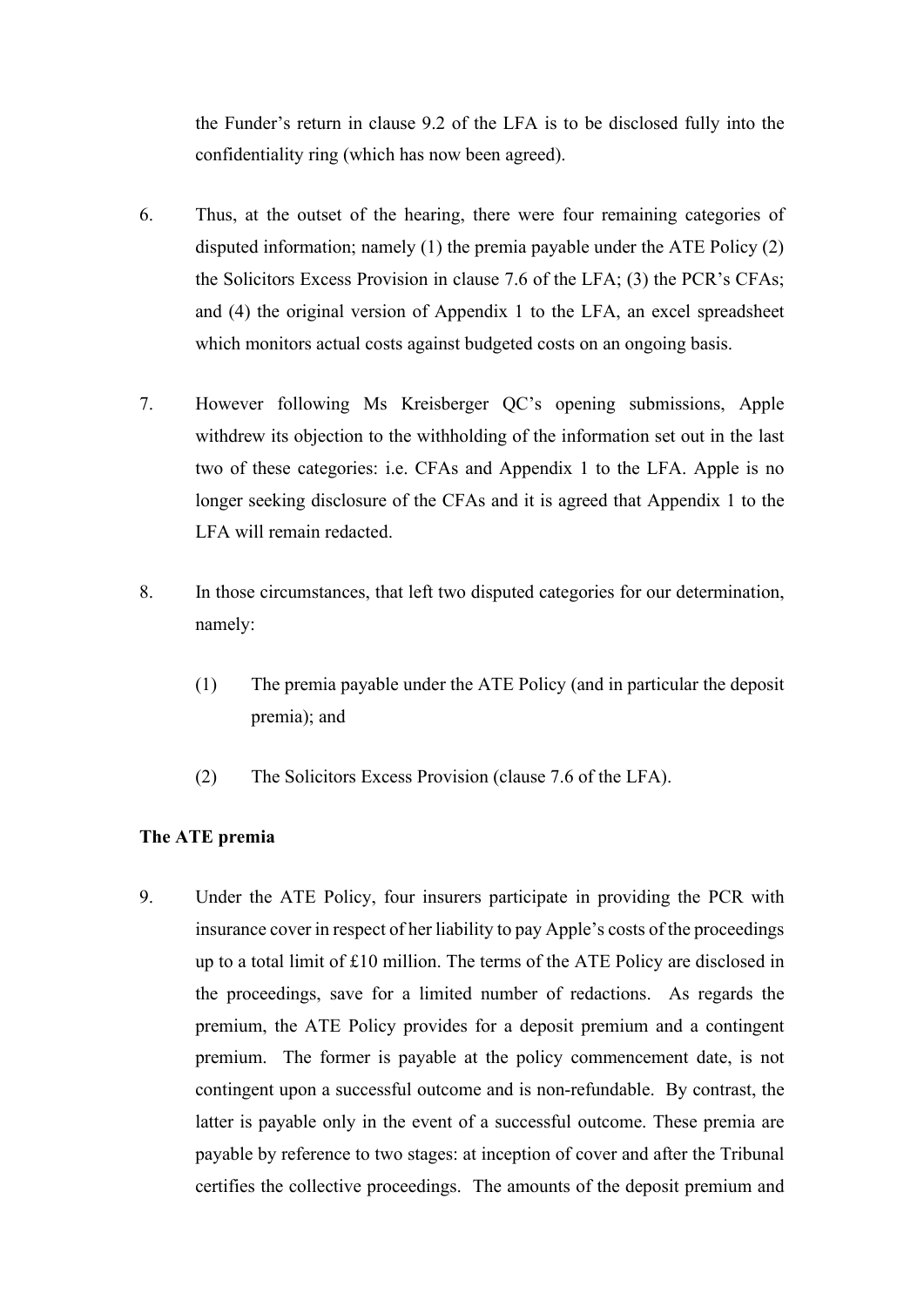the Funder's return in clause 9.2 of the LFA is to be disclosed fully into the confidentiality ring (which has now been agreed).

6. Thus, at the outset of the hearing, there were four remaining categories of disputed information; namely (1) the premia payable under the ATE Policy (2) the Solicitors Excess Provision in clause 7.6 of the LFA; (3) the PCR's CFAs; and (4) the original version of Appendix 1 to the LFA, an excel spreadsheet which monitors actual costs against budgeted costs on an ongoing basis.

7. However following Ms Kreisberger QC's opening submissions, Apple withdrew its objection to the withholding of the information set out in the last two of these categories: i.e. CFAs and Appendix 1 to the LFA. Apple is no longer seeking disclosure of the CFAs and it is agreed that Appendix 1 to the LFA will remain redacted.

8. In those circumstances, that left two disputed categories for our determination, namely:

   (1) The premia payable under the ATE Policy (and in particular the deposit premia); and

   (2) The Solicitors Excess Provision (clause 7.6 of the LFA).

**The ATE premia**

9. Under the ATE Policy, four insurers participate in providing the PCR with insurance cover in respect of her liability to pay Apple's costs of the proceedings up to a total limit of £10 million. The terms of the ATE Policy are disclosed in the proceedings, save for a limited number of redactions. As regards the premium, the ATE Policy provides for a deposit premium and a contingent premium. The former is payable at the policy commencement date, is not contingent upon a successful outcome and is non-refundable. By contrast, the latter is payable only in the event of a successful outcome. These premia are payable by reference to two stages: at inception of cover and after the Tribunal certifies the collective proceedings. The amounts of the deposit premium and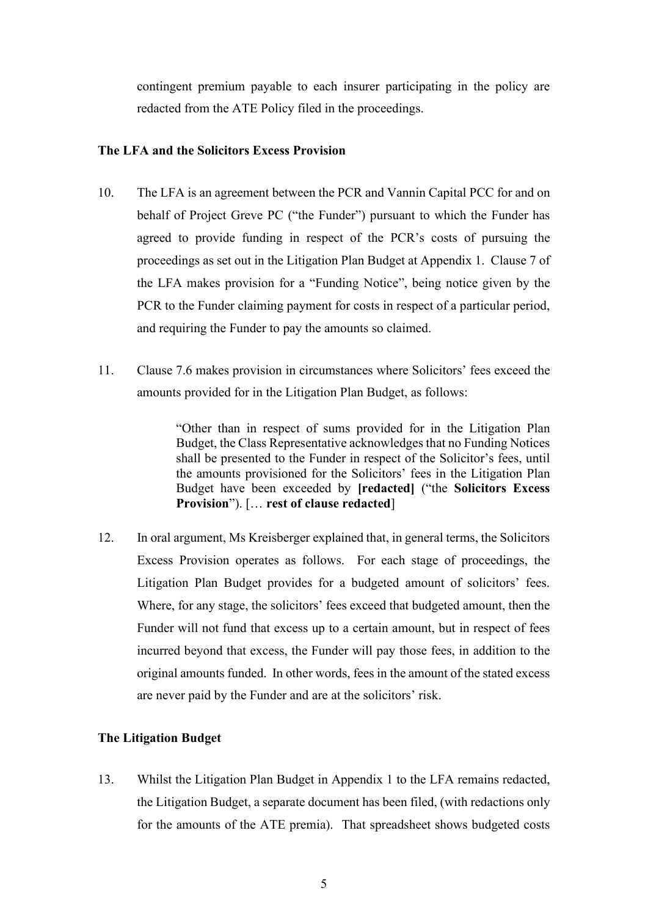contingent premium payable to each insurer participating in the policy are redacted from the ATE Policy filed in the proceedings.

**The LFA and the Solicitors Excess Provision**

10. The LFA is an agreement between the PCR and Vannin Capital PCC for and on behalf of Project Greve PC ("the Funder") pursuant to which the Funder has agreed to provide funding in respect of the PCR's costs of pursuing the proceedings as set out in the Litigation Plan Budget at Appendix 1. Clause 7 of the LFA makes provision for a "Funding Notice", being notice given by the PCR to the Funder claiming payment for costs in respect of a particular period, and requiring the Funder to pay the amounts so claimed.

11. Clause 7.6 makes provision in circumstances where Solicitors' fees exceed the amounts provided for in the Litigation Plan Budget, as follows:

> "Other than in respect of sums provided for in the Litigation Plan Budget, the Class Representative acknowledges that no Funding Notices shall be presented to the Funder in respect of the Solicitor's fees, until the amounts provisioned for the Solicitors' fees in the Litigation Plan Budget have been exceeded by **[redacted]** ("the **Solicitors Excess Provision**"). [… **rest of clause redacted**]

12. In oral argument, Ms Kreisberger explained that, in general terms, the Solicitors Excess Provision operates as follows. For each stage of proceedings, the Litigation Plan Budget provides for a budgeted amount of solicitors' fees. Where, for any stage, the solicitors' fees exceed that budgeted amount, then the Funder will not fund that excess up to a certain amount, but in respect of fees incurred beyond that excess, the Funder will pay those fees, in addition to the original amounts funded. In other words, fees in the amount of the stated excess are never paid by the Funder and are at the solicitors' risk.

**The Litigation Budget**

13. Whilst the Litigation Plan Budget in Appendix 1 to the LFA remains redacted, the Litigation Budget, a separate document has been filed, (with redactions only for the amounts of the ATE premia). That spreadsheet shows budgeted costs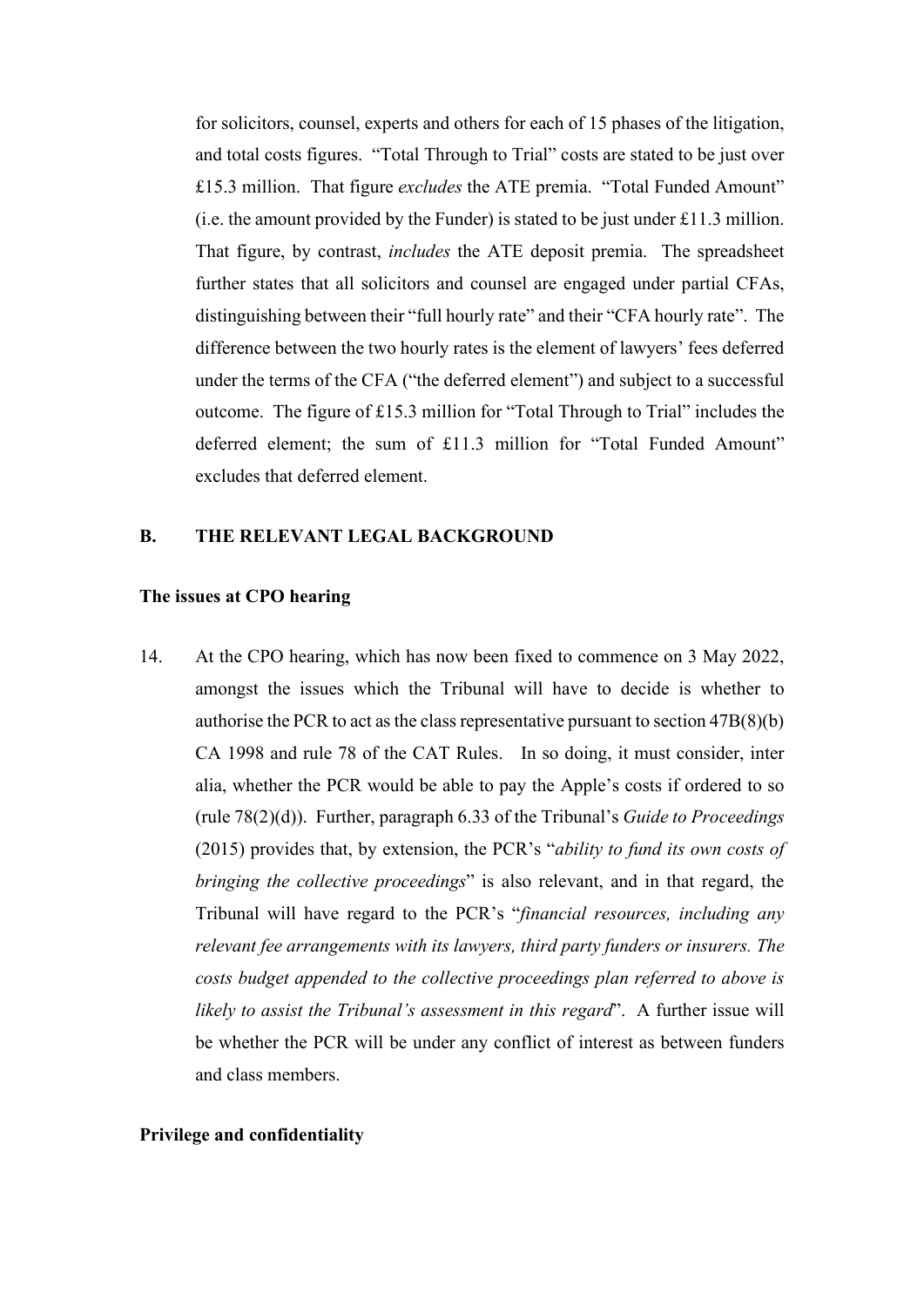for solicitors, counsel, experts and others for each of 15 phases of the litigation, and total costs figures. "Total Through to Trial" costs are stated to be just over £15.3 million. That figure *excludes* the ATE premia. "Total Funded Amount" (i.e. the amount provided by the Funder) is stated to be just under £11.3 million. That figure, by contrast, *includes* the ATE deposit premia. The spreadsheet further states that all solicitors and counsel are engaged under partial CFAs, distinguishing between their "full hourly rate" and their "CFA hourly rate". The difference between the two hourly rates is the element of lawyers' fees deferred under the terms of the CFA ("the deferred element") and subject to a successful outcome. The figure of £15.3 million for "Total Through to Trial" includes the deferred element; the sum of £11.3 million for "Total Funded Amount" excludes that deferred element.

## B. THE RELEVANT LEGAL BACKGROUND

### The issues at CPO hearing

14. At the CPO hearing, which has now been fixed to commence on 3 May 2022, amongst the issues which the Tribunal will have to decide is whether to authorise the PCR to act as the class representative pursuant to section 47B(8)(b) CA 1998 and rule 78 of the CAT Rules. In so doing, it must consider, inter alia, whether the PCR would be able to pay the Apple's costs if ordered to so (rule 78(2)(d)). Further, paragraph 6.33 of the Tribunal's *Guide to Proceedings* (2015) provides that, by extension, the PCR's "*ability to fund its own costs of bringing the collective proceedings*" is also relevant, and in that regard, the Tribunal will have regard to the PCR's "*financial resources, including any relevant fee arrangements with its lawyers, third party funders or insurers. The costs budget appended to the collective proceedings plan referred to above is likely to assist the Tribunal's assessment in this regard*". A further issue will be whether the PCR will be under any conflict of interest as between funders and class members.

### Privilege and confidentiality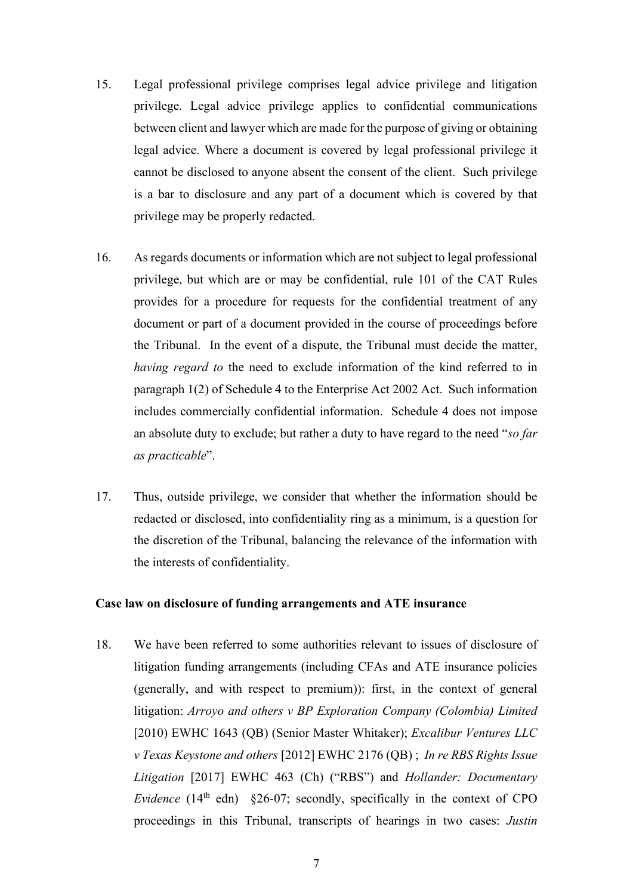15. Legal professional privilege comprises legal advice privilege and litigation privilege. Legal advice privilege applies to confidential communications between client and lawyer which are made for the purpose of giving or obtaining legal advice. Where a document is covered by legal professional privilege it cannot be disclosed to anyone absent the consent of the client. Such privilege is a bar to disclosure and any part of a document which is covered by that privilege may be properly redacted.

16. As regards documents or information which are not subject to legal professional privilege, but which are or may be confidential, rule 101 of the CAT Rules provides for a procedure for requests for the confidential treatment of any document or part of a document provided in the course of proceedings before the Tribunal. In the event of a dispute, the Tribunal must decide the matter, *having regard to* the need to exclude information of the kind referred to in paragraph 1(2) of Schedule 4 to the Enterprise Act 2002 Act. Such information includes commercially confidential information. Schedule 4 does not impose an absolute duty to exclude; but rather a duty to have regard to the need "*so far as practicable*".

17. Thus, outside privilege, we consider that whether the information should be redacted or disclosed, into confidentiality ring as a minimum, is a question for the discretion of the Tribunal, balancing the relevance of the information with the interests of confidentiality.

**Case law on disclosure of funding arrangements and ATE insurance**

18. We have been referred to some authorities relevant to issues of disclosure of litigation funding arrangements (including CFAs and ATE insurance policies (generally, and with respect to premium)): first, in the context of general litigation: *Arroyo and others v BP Exploration Company (Colombia) Limited* [2010) EWHC 1643 (QB) (Senior Master Whitaker); *Excalibur Ventures LLC v Texas Keystone and others* [2012] EWHC 2176 (QB) ; *In re RBS Rights Issue Litigation* [2017] EWHC 463 (Ch) ("RBS") and *Hollander: Documentary Evidence* (14th edn) §26-07; secondly, specifically in the context of CPO proceedings in this Tribunal, transcripts of hearings in two cases: *Justin*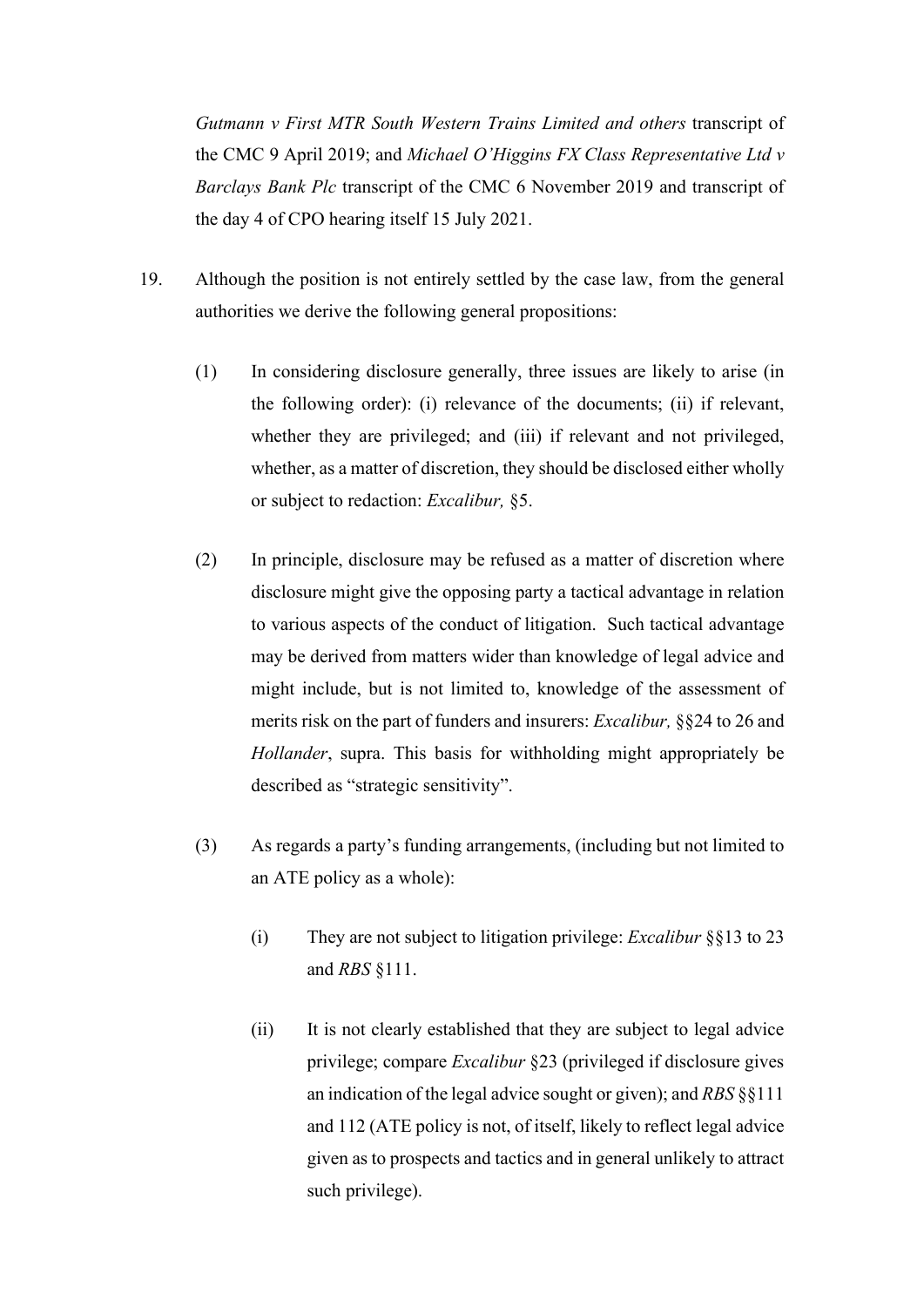*Gutmann v First MTR South Western Trains Limited and others* transcript of the CMC 9 April 2019; and *Michael O'Higgins FX Class Representative Ltd v Barclays Bank Plc* transcript of the CMC 6 November 2019 and transcript of the day 4 of CPO hearing itself 15 July 2021.

19. Although the position is not entirely settled by the case law, from the general authorities we derive the following general propositions:

    (1) In considering disclosure generally, three issues are likely to arise (in the following order): (i) relevance of the documents; (ii) if relevant, whether they are privileged; and (iii) if relevant and not privileged, whether, as a matter of discretion, they should be disclosed either wholly or subject to redaction: *Excalibur,* §5.

    (2) In principle, disclosure may be refused as a matter of discretion where disclosure might give the opposing party a tactical advantage in relation to various aspects of the conduct of litigation. Such tactical advantage may be derived from matters wider than knowledge of legal advice and might include, but is not limited to, knowledge of the assessment of merits risk on the part of funders and insurers: *Excalibur,* §§24 to 26 and *Hollander*, supra. This basis for withholding might appropriately be described as "strategic sensitivity".

    (3) As regards a party's funding arrangements, (including but not limited to an ATE policy as a whole):

        (i) They are not subject to litigation privilege: *Excalibur* §§13 to 23 and *RBS* §111.

        (ii) It is not clearly established that they are subject to legal advice privilege; compare *Excalibur* §23 (privileged if disclosure gives an indication of the legal advice sought or given); and *RBS* §§111 and 112 (ATE policy is not, of itself, likely to reflect legal advice given as to prospects and tactics and in general unlikely to attract such privilege).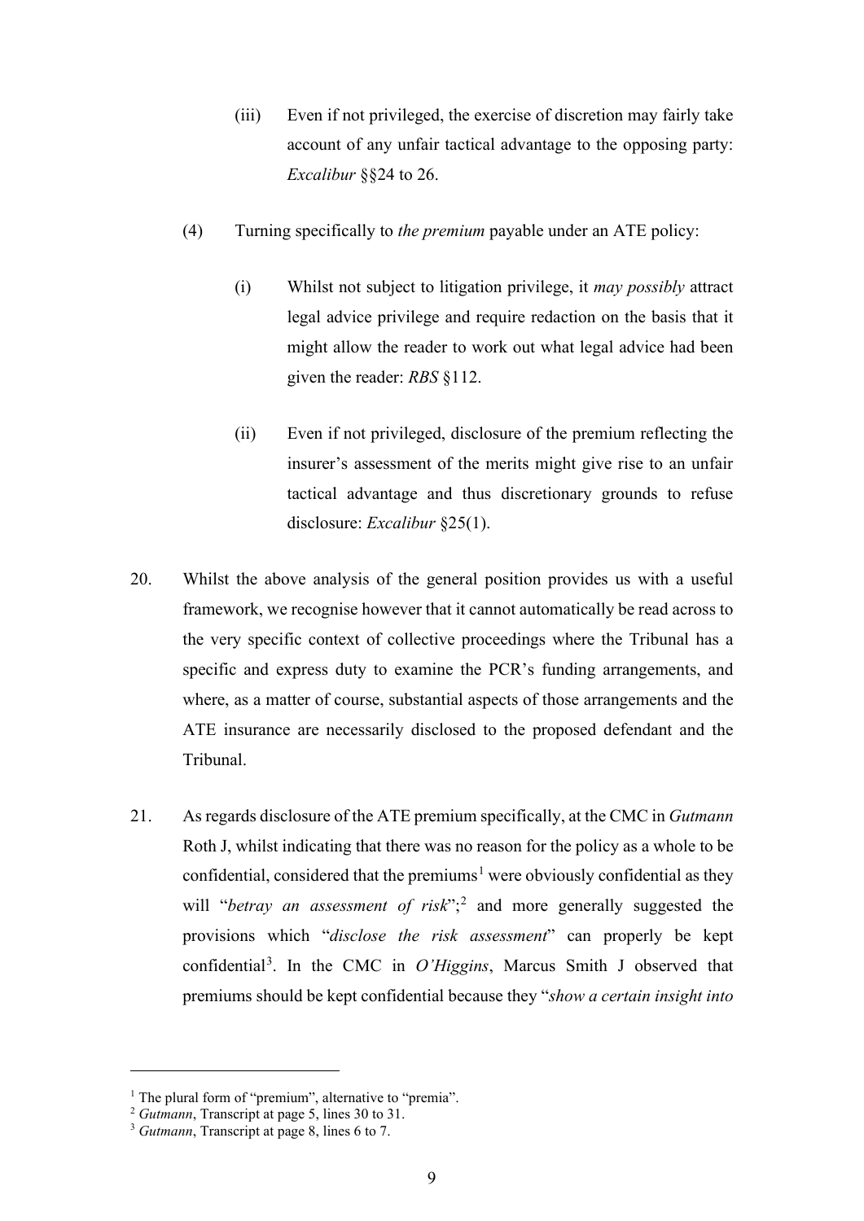(iii) Even if not privileged, the exercise of discretion may fairly take account of any unfair tactical advantage to the opposing party: *Excalibur* §§24 to 26.

(4) Turning specifically to *the premium* payable under an ATE policy:

(i) Whilst not subject to litigation privilege, it *may possibly* attract legal advice privilege and require redaction on the basis that it might allow the reader to work out what legal advice had been given the reader: *RBS* §112.

(ii) Even if not privileged, disclosure of the premium reflecting the insurer's assessment of the merits might give rise to an unfair tactical advantage and thus discretionary grounds to refuse disclosure: *Excalibur* §25(1).

20. Whilst the above analysis of the general position provides us with a useful framework, we recognise however that it cannot automatically be read across to the very specific context of collective proceedings where the Tribunal has a specific and express duty to examine the PCR's funding arrangements, and where, as a matter of course, substantial aspects of those arrangements and the ATE insurance are necessarily disclosed to the proposed defendant and the Tribunal.

21. As regards disclosure of the ATE premium specifically, at the CMC in *Gutmann* Roth J, whilst indicating that there was no reason for the policy as a whole to be confidential, considered that the premiums[1] were obviously confidential as they will "*betray an assessment of risk*";[2] and more generally suggested the provisions which "*disclose the risk assessment*" can properly be kept confidential[3]. In the CMC in *O'Higgins*, Marcus Smith J observed that premiums should be kept confidential because they "*show a certain insight into*

[1] The plural form of "premium", alternative to "premia".

[2] *Gutmann*, Transcript at page 5, lines 30 to 31.

[3] *Gutmann*, Transcript at page 8, lines 6 to 7.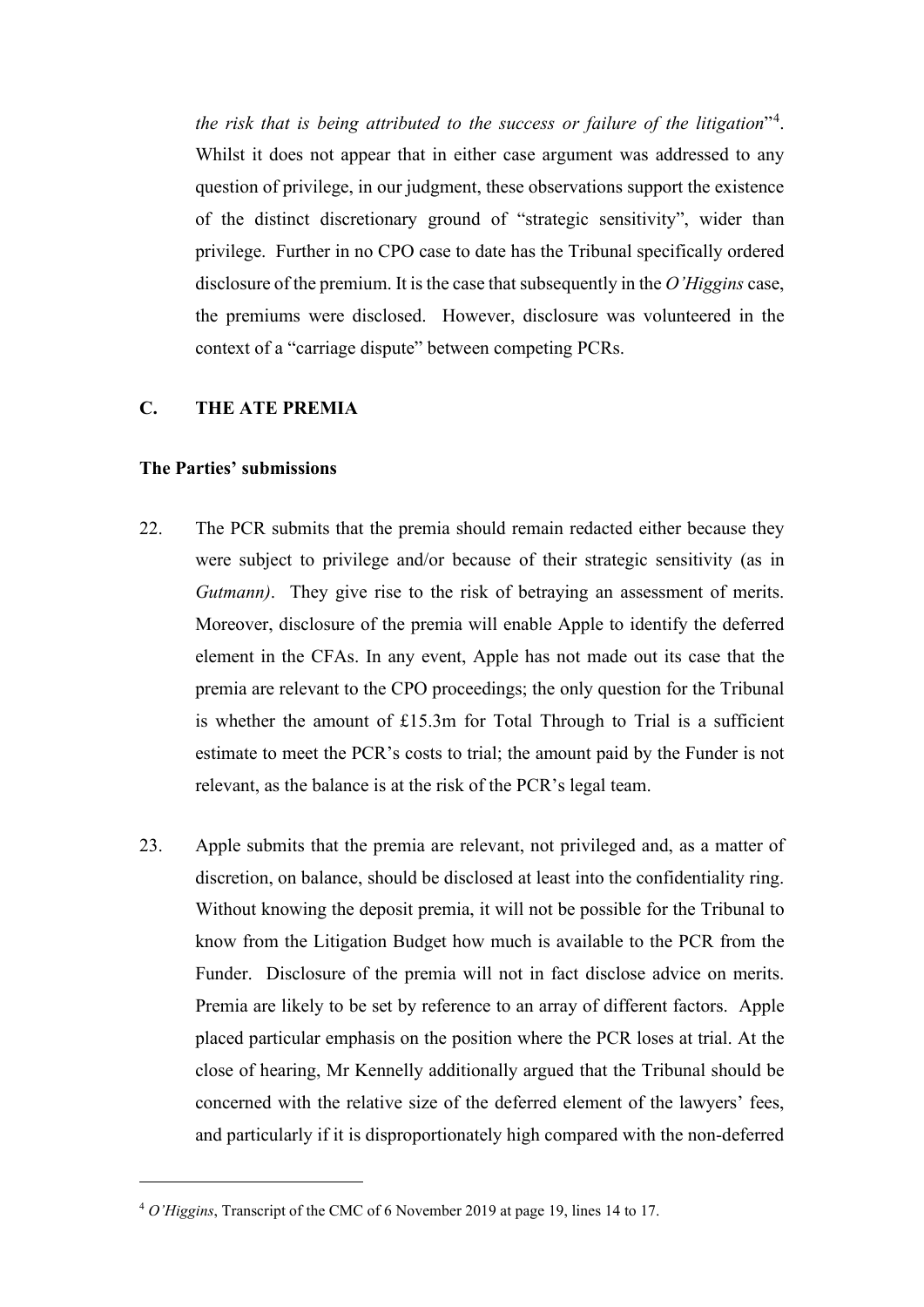*the risk that is being attributed to the success or failure of the litigation*"[4]. Whilst it does not appear that in either case argument was addressed to any question of privilege, in our judgment, these observations support the existence of the distinct discretionary ground of "strategic sensitivity", wider than privilege. Further in no CPO case to date has the Tribunal specifically ordered disclosure of the premium. It is the case that subsequently in the *O'Higgins* case, the premiums were disclosed. However, disclosure was volunteered in the context of a "carriage dispute" between competing PCRs.

## C. THE ATE PREMIA

### The Parties' submissions

22. The PCR submits that the premia should remain redacted either because they were subject to privilege and/or because of their strategic sensitivity (as in *Gutmann)*. They give rise to the risk of betraying an assessment of merits. Moreover, disclosure of the premia will enable Apple to identify the deferred element in the CFAs. In any event, Apple has not made out its case that the premia are relevant to the CPO proceedings; the only question for the Tribunal is whether the amount of £15.3m for Total Through to Trial is a sufficient estimate to meet the PCR's costs to trial; the amount paid by the Funder is not relevant, as the balance is at the risk of the PCR's legal team.

23. Apple submits that the premia are relevant, not privileged and, as a matter of discretion, on balance, should be disclosed at least into the confidentiality ring. Without knowing the deposit premia, it will not be possible for the Tribunal to know from the Litigation Budget how much is available to the PCR from the Funder. Disclosure of the premia will not in fact disclose advice on merits. Premia are likely to be set by reference to an array of different factors. Apple placed particular emphasis on the position where the PCR loses at trial. At the close of hearing, Mr Kennelly additionally argued that the Tribunal should be concerned with the relative size of the deferred element of the lawyers' fees, and particularly if it is disproportionately high compared with the non-deferred

[4] *O'Higgins*, Transcript of the CMC of 6 November 2019 at page 19, lines 14 to 17.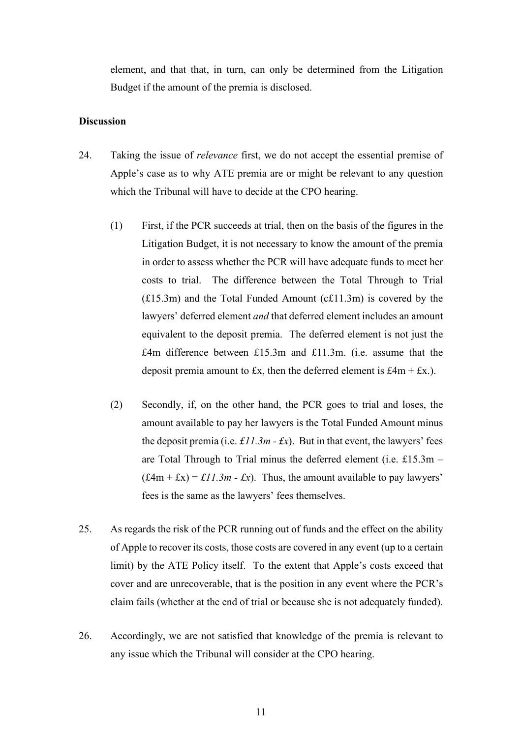element, and that that, in turn, can only be determined from the Litigation Budget if the amount of the premia is disclosed.

**Discussion**

24. Taking the issue of *relevance* first, we do not accept the essential premise of Apple's case as to why ATE premia are or might be relevant to any question which the Tribunal will have to decide at the CPO hearing.

    (1) First, if the PCR succeeds at trial, then on the basis of the figures in the Litigation Budget, it is not necessary to know the amount of the premia in order to assess whether the PCR will have adequate funds to meet her costs to trial. The difference between the Total Through to Trial (£15.3m) and the Total Funded Amount (c£11.3m) is covered by the lawyers' deferred element *and* that deferred element includes an amount equivalent to the deposit premia. The deferred element is not just the £4m difference between £15.3m and £11.3m. (i.e. assume that the deposit premia amount to £x, then the deferred element is £4m + £x.).

    (2) Secondly, if, on the other hand, the PCR goes to trial and loses, the amount available to pay her lawyers is the Total Funded Amount minus the deposit premia (i.e. *£11.3m - £x*). But in that event, the lawyers' fees are Total Through to Trial minus the deferred element (i.e. £15.3m – (£4m + £x) = *£11.3m - £x*). Thus, the amount available to pay lawyers' fees is the same as the lawyers' fees themselves.

25. As regards the risk of the PCR running out of funds and the effect on the ability of Apple to recover its costs, those costs are covered in any event (up to a certain limit) by the ATE Policy itself. To the extent that Apple's costs exceed that cover and are unrecoverable, that is the position in any event where the PCR's claim fails (whether at the end of trial or because she is not adequately funded).

26. Accordingly, we are not satisfied that knowledge of the premia is relevant to any issue which the Tribunal will consider at the CPO hearing.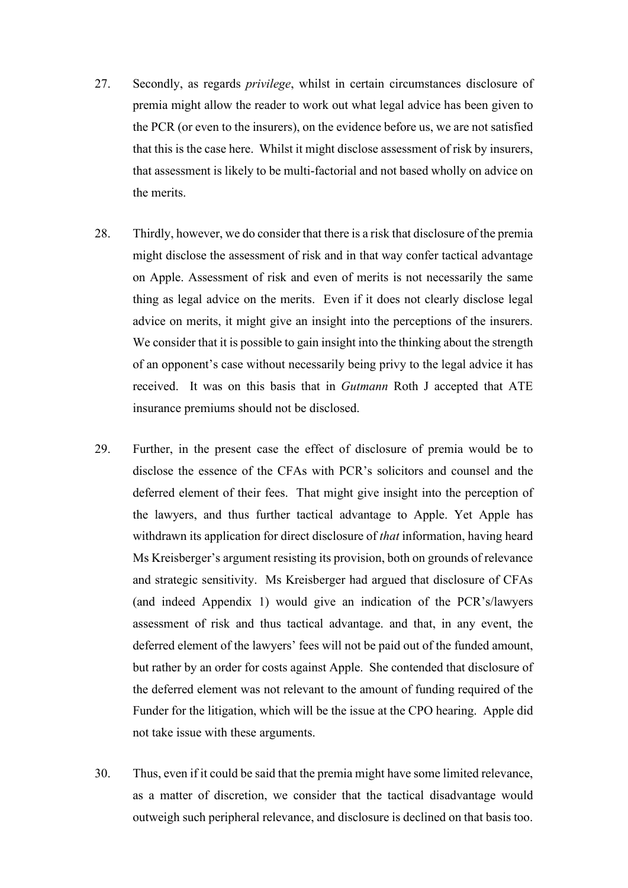27. Secondly, as regards *privilege*, whilst in certain circumstances disclosure of premia might allow the reader to work out what legal advice has been given to the PCR (or even to the insurers), on the evidence before us, we are not satisfied that this is the case here. Whilst it might disclose assessment of risk by insurers, that assessment is likely to be multi-factorial and not based wholly on advice on the merits.

28. Thirdly, however, we do consider that there is a risk that disclosure of the premia might disclose the assessment of risk and in that way confer tactical advantage on Apple. Assessment of risk and even of merits is not necessarily the same thing as legal advice on the merits. Even if it does not clearly disclose legal advice on merits, it might give an insight into the perceptions of the insurers. We consider that it is possible to gain insight into the thinking about the strength of an opponent's case without necessarily being privy to the legal advice it has received. It was on this basis that in *Gutmann* Roth J accepted that ATE insurance premiums should not be disclosed.

29. Further, in the present case the effect of disclosure of premia would be to disclose the essence of the CFAs with PCR's solicitors and counsel and the deferred element of their fees. That might give insight into the perception of the lawyers, and thus further tactical advantage to Apple. Yet Apple has withdrawn its application for direct disclosure of *that* information, having heard Ms Kreisberger's argument resisting its provision, both on grounds of relevance and strategic sensitivity. Ms Kreisberger had argued that disclosure of CFAs (and indeed Appendix 1) would give an indication of the PCR's/lawyers assessment of risk and thus tactical advantage. and that, in any event, the deferred element of the lawyers' fees will not be paid out of the funded amount, but rather by an order for costs against Apple. She contended that disclosure of the deferred element was not relevant to the amount of funding required of the Funder for the litigation, which will be the issue at the CPO hearing. Apple did not take issue with these arguments.

30. Thus, even if it could be said that the premia might have some limited relevance, as a matter of discretion, we consider that the tactical disadvantage would outweigh such peripheral relevance, and disclosure is declined on that basis too.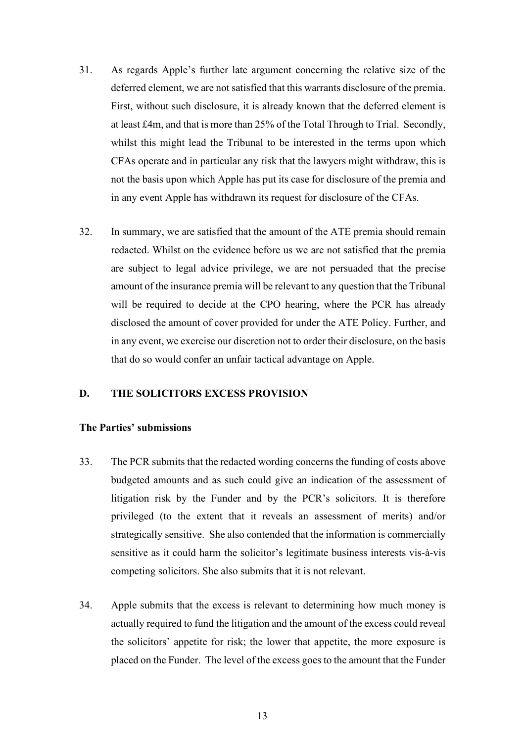31. As regards Apple's further late argument concerning the relative size of the deferred element, we are not satisfied that this warrants disclosure of the premia. First, without such disclosure, it is already known that the deferred element is at least £4m, and that is more than 25% of the Total Through to Trial. Secondly, whilst this might lead the Tribunal to be interested in the terms upon which CFAs operate and in particular any risk that the lawyers might withdraw, this is not the basis upon which Apple has put its case for disclosure of the premia and in any event Apple has withdrawn its request for disclosure of the CFAs.

32. In summary, we are satisfied that the amount of the ATE premia should remain redacted. Whilst on the evidence before us we are not satisfied that the premia are subject to legal advice privilege, we are not persuaded that the precise amount of the insurance premia will be relevant to any question that the Tribunal will be required to decide at the CPO hearing, where the PCR has already disclosed the amount of cover provided for under the ATE Policy. Further, and in any event, we exercise our discretion not to order their disclosure, on the basis that do so would confer an unfair tactical advantage on Apple.

## D. THE SOLICITORS EXCESS PROVISION

### The Parties' submissions

33. The PCR submits that the redacted wording concerns the funding of costs above budgeted amounts and as such could give an indication of the assessment of litigation risk by the Funder and by the PCR's solicitors. It is therefore privileged (to the extent that it reveals an assessment of merits) and/or strategically sensitive. She also contended that the information is commercially sensitive as it could harm the solicitor's legitimate business interests vis-à-vis competing solicitors. She also submits that it is not relevant.

34. Apple submits that the excess is relevant to determining how much money is actually required to fund the litigation and the amount of the excess could reveal the solicitors' appetite for risk; the lower that appetite, the more exposure is placed on the Funder. The level of the excess goes to the amount that the Funder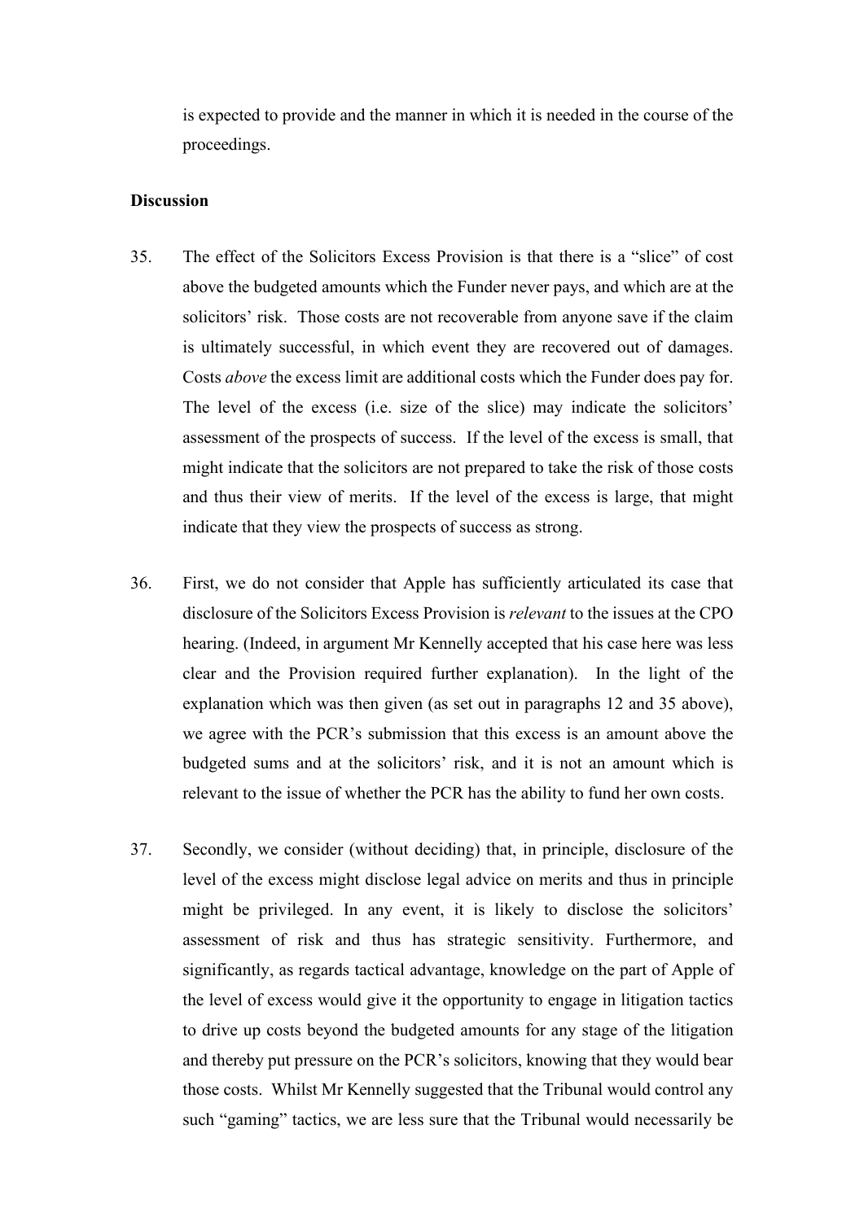is expected to provide and the manner in which it is needed in the course of the proceedings.

**Discussion**

35. The effect of the Solicitors Excess Provision is that there is a "slice" of cost above the budgeted amounts which the Funder never pays, and which are at the solicitors' risk. Those costs are not recoverable from anyone save if the claim is ultimately successful, in which event they are recovered out of damages. Costs *above* the excess limit are additional costs which the Funder does pay for. The level of the excess (i.e. size of the slice) may indicate the solicitors' assessment of the prospects of success. If the level of the excess is small, that might indicate that the solicitors are not prepared to take the risk of those costs and thus their view of merits. If the level of the excess is large, that might indicate that they view the prospects of success as strong.

36. First, we do not consider that Apple has sufficiently articulated its case that disclosure of the Solicitors Excess Provision is *relevant* to the issues at the CPO hearing. (Indeed, in argument Mr Kennelly accepted that his case here was less clear and the Provision required further explanation). In the light of the explanation which was then given (as set out in paragraphs 12 and 35 above), we agree with the PCR's submission that this excess is an amount above the budgeted sums and at the solicitors' risk, and it is not an amount which is relevant to the issue of whether the PCR has the ability to fund her own costs.

37. Secondly, we consider (without deciding) that, in principle, disclosure of the level of the excess might disclose legal advice on merits and thus in principle might be privileged. In any event, it is likely to disclose the solicitors' assessment of risk and thus has strategic sensitivity. Furthermore, and significantly, as regards tactical advantage, knowledge on the part of Apple of the level of excess would give it the opportunity to engage in litigation tactics to drive up costs beyond the budgeted amounts for any stage of the litigation and thereby put pressure on the PCR's solicitors, knowing that they would bear those costs. Whilst Mr Kennelly suggested that the Tribunal would control any such "gaming" tactics, we are less sure that the Tribunal would necessarily be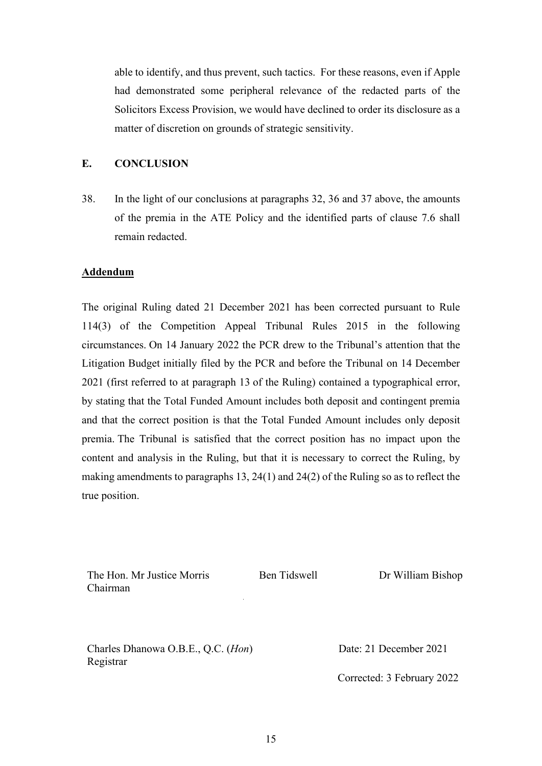able to identify, and thus prevent, such tactics. For these reasons, even if Apple had demonstrated some peripheral relevance of the redacted parts of the Solicitors Excess Provision, we would have declined to order its disclosure as a matter of discretion on grounds of strategic sensitivity.

## E. CONCLUSION

38. In the light of our conclusions at paragraphs 32, 36 and 37 above, the amounts of the premia in the ATE Policy and the identified parts of clause 7.6 shall remain redacted.

**Addendum**

The original Ruling dated 21 December 2021 has been corrected pursuant to Rule 114(3) of the Competition Appeal Tribunal Rules 2015 in the following circumstances. On 14 January 2022 the PCR drew to the Tribunal's attention that the Litigation Budget initially filed by the PCR and before the Tribunal on 14 December 2021 (first referred to at paragraph 13 of the Ruling) contained a typographical error, by stating that the Total Funded Amount includes both deposit and contingent premia and that the correct position is that the Total Funded Amount includes only deposit premia. The Tribunal is satisfied that the correct position has no impact upon the content and analysis in the Ruling, but that it is necessary to correct the Ruling, by making amendments to paragraphs 13, 24(1) and 24(2) of the Ruling so as to reflect the true position.

| | | |
|---|---|---|
| The Hon. Mr Justice Morris<br>Chairman | Ben Tidswell | Dr William Bishop |

Charles Dhanowa O.B.E., Q.C. (*Hon*)
Registrar

Date: 21 December 2021

Corrected: 3 February 2022